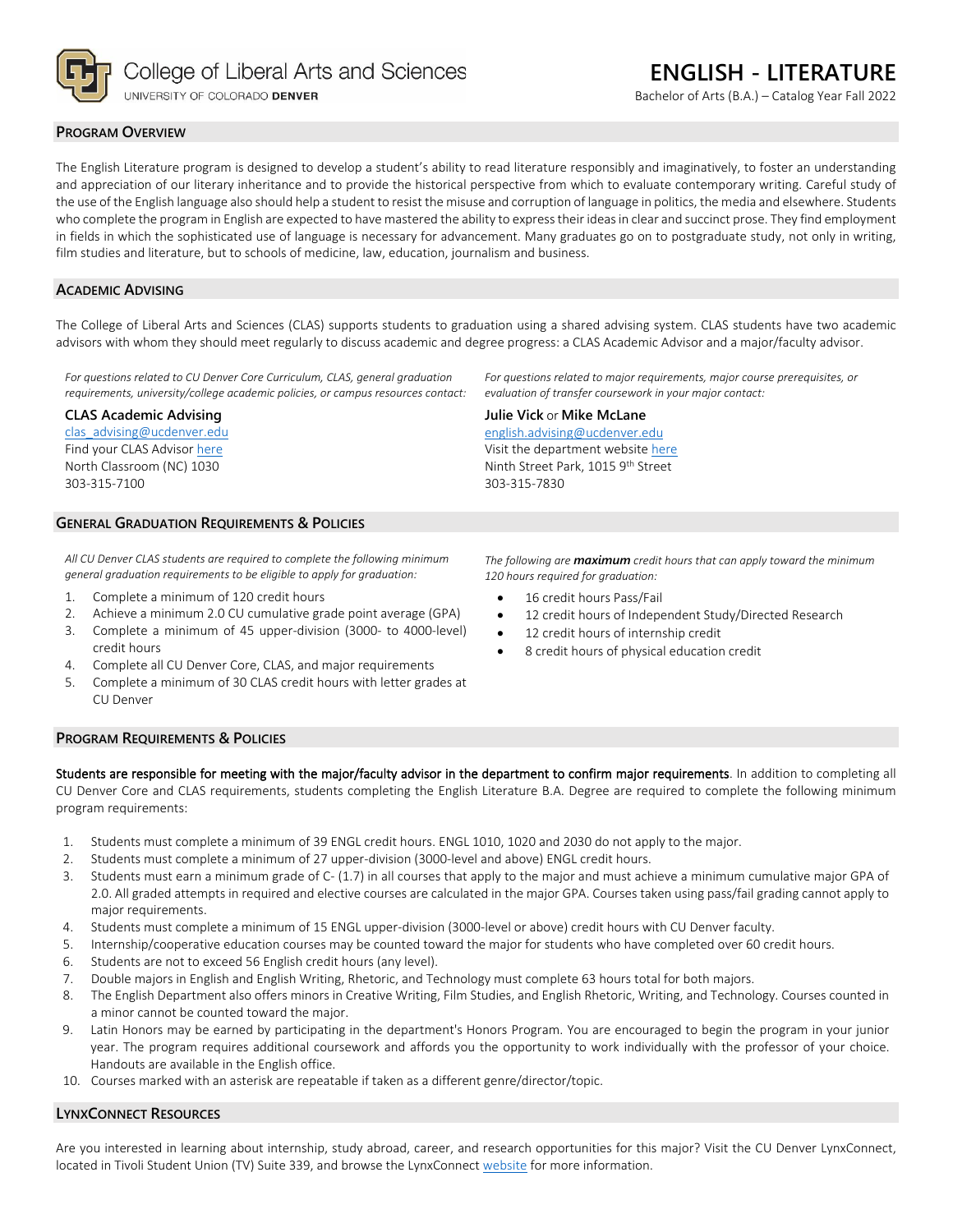College of Liberal Arts and Sciences
UNIVERSITY OF COLORADO DENVER

# ENGLISH - LITERATURE

Bachelor of Arts (B.A.) – Catalog Year Fall 2022

## PROGRAM OVERVIEW

The English Literature program is designed to develop a student's ability to read literature responsibly and imaginatively, to foster an understanding and appreciation of our literary inheritance and to provide the historical perspective from which to evaluate contemporary writing. Careful study of the use of the English language also should help a student to resist the misuse and corruption of language in politics, the media and elsewhere. Students who complete the program in English are expected to have mastered the ability to express their ideas in clear and succinct prose. They find employment in fields in which the sophisticated use of language is necessary for advancement. Many graduates go on to postgraduate study, not only in writing, film studies and literature, but to schools of medicine, law, education, journalism and business.

## ACADEMIC ADVISING

The College of Liberal Arts and Sciences (CLAS) supports students to graduation using a shared advising system. CLAS students have two academic advisors with whom they should meet regularly to discuss academic and degree progress: a CLAS Academic Advisor and a major/faculty advisor.

*For questions related to CU Denver Core Curriculum, CLAS, general graduation requirements, university/college academic policies, or campus resources contact:*

**CLAS Academic Advising**
clas_advising@ucdenver.edu
Find your CLAS Advisor here
North Classroom (NC) 1030
303-315-7100

*For questions related to major requirements, major course prerequisites, or evaluation of transfer coursework in your major contact:*

**Julie Vick** or **Mike McLane**
english.advising@ucdenver.edu
Visit the department website here
Ninth Street Park, 1015 9th Street
303-315-7830

## GENERAL GRADUATION REQUIREMENTS & POLICIES

*All CU Denver CLAS students are required to complete the following minimum general graduation requirements to be eligible to apply for graduation:*

1. Complete a minimum of 120 credit hours
2. Achieve a minimum 2.0 CU cumulative grade point average (GPA)
3. Complete a minimum of 45 upper-division (3000- to 4000-level) credit hours
4. Complete all CU Denver Core, CLAS, and major requirements
5. Complete a minimum of 30 CLAS credit hours with letter grades at CU Denver

*The following are* ***maximum*** *credit hours that can apply toward the minimum 120 hours required for graduation:*

- 16 credit hours Pass/Fail
- 12 credit hours of Independent Study/Directed Research
- 12 credit hours of internship credit
- 8 credit hours of physical education credit

## PROGRAM REQUIREMENTS & POLICIES

Students are responsible for meeting with the major/faculty advisor in the department to confirm major requirements. In addition to completing all CU Denver Core and CLAS requirements, students completing the English Literature B.A. Degree are required to complete the following minimum program requirements:

1. Students must complete a minimum of 39 ENGL credit hours. ENGL 1010, 1020 and 2030 do not apply to the major.
2. Students must complete a minimum of 27 upper-division (3000-level and above) ENGL credit hours.
3. Students must earn a minimum grade of C- (1.7) in all courses that apply to the major and must achieve a minimum cumulative major GPA of 2.0. All graded attempts in required and elective courses are calculated in the major GPA. Courses taken using pass/fail grading cannot apply to major requirements.
4. Students must complete a minimum of 15 ENGL upper-division (3000-level or above) credit hours with CU Denver faculty.
5. Internship/cooperative education courses may be counted toward the major for students who have completed over 60 credit hours.
6. Students are not to exceed 56 English credit hours (any level).
7. Double majors in English and English Writing, Rhetoric, and Technology must complete 63 hours total for both majors.
8. The English Department also offers minors in Creative Writing, Film Studies, and English Rhetoric, Writing, and Technology. Courses counted in a minor cannot be counted toward the major.
9. Latin Honors may be earned by participating in the department's Honors Program. You are encouraged to begin the program in your junior year. The program requires additional coursework and affords you the opportunity to work individually with the professor of your choice. Handouts are available in the English office.
10. Courses marked with an asterisk are repeatable if taken as a different genre/director/topic.

## LYNXCONNECT RESOURCES

Are you interested in learning about internship, study abroad, career, and research opportunities for this major? Visit the CU Denver LynxConnect, located in Tivoli Student Union (TV) Suite 339, and browse the LynxConnect website for more information.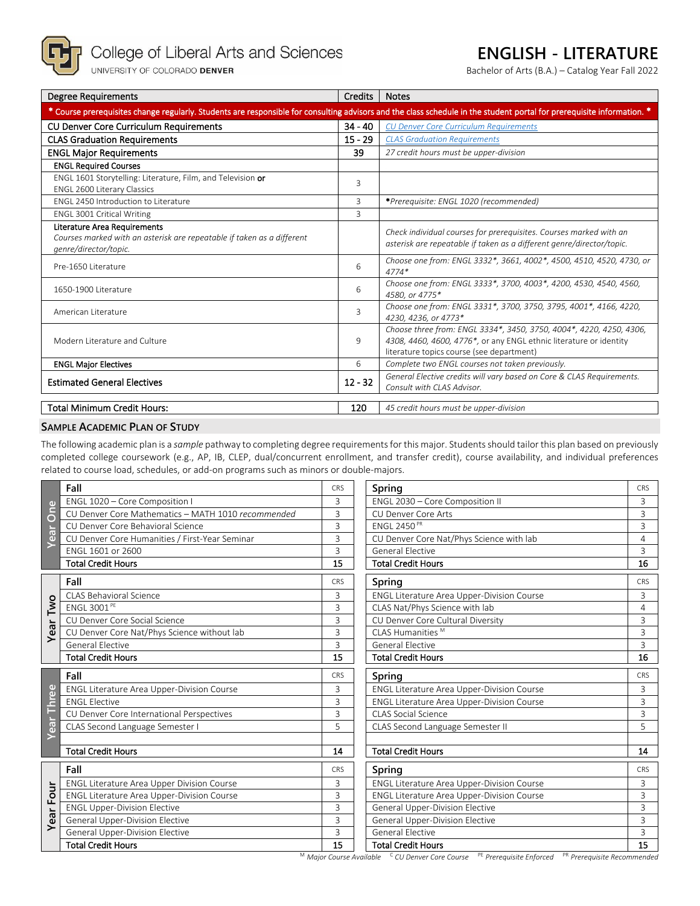College of Liberal Arts and Sciences
UNIVERSITY OF COLORADO DENVER

# ENGLISH - LITERATURE

Bachelor of Arts (B.A.) – Catalog Year Fall 2022

| Degree Requirements | Credits | Notes |
|---|---|---|
| * Course prerequisites change regularly. Students are responsible for consulting advisors and the class schedule in the student portal for prerequisite information. * | | |
| **CU Denver Core Curriculum Requirements** | **34 - 40** | *CU Denver Core Curriculum Requirements* |
| **CLAS Graduation Requirements** | **15 - 29** | *CLAS Graduation Requirements* |
| **ENGL Major Requirements** | **39** | *27 credit hours must be upper-division* |
| **ENGL Required Courses** | | |
| ENGL 1601 Storytelling: Literature, Film, and Television **or** ENGL 2600 Literary Classics | 3 | |
| ENGL 2450 Introduction to Literature | 3 | ***Prerequisite: ENGL 1020 (recommended)* |
| ENGL 3001 Critical Writing | 3 | |
| **Literature Area Requirements** *Courses marked with an asterisk are repeatable if taken as a different genre/director/topic.* | | *Check individual courses for prerequisites. Courses marked with an asterisk are repeatable if taken as a different genre/director/topic.* |
| Pre-1650 Literature | 6 | *Choose one from: ENGL 3332*, 3661, 4002*, 4500, 4510, 4520, 4730, or 4774** |
| 1650-1900 Literature | 6 | *Choose one from: ENGL 3333*, 3700, 4003*, 4200, 4530, 4540, 4560, 4580, or 4775** |
| American Literature | 3 | *Choose one from: ENGL 3331*, 3700, 3750, 3795, 4001*, 4166, 4220, 4230, 4236, or 4773** |
| Modern Literature and Culture | 9 | *Choose three from: ENGL 3334*, 3450, 3750, 4004*, 4220, 4250, 4306, 4308, 4460, 4600, 4776*, or any ENGL ethnic literature or identity literature topics course (see department)* |
| **ENGL Major Electives** | 6 | *Complete two ENGL courses not taken previously.* |
| **Estimated General Electives** | **12 - 32** | *General Elective credits will vary based on Core & CLAS Requirements. Consult with CLAS Advisor.* |
| **Total Minimum Credit Hours:** | **120** | *45 credit hours must be upper-division* |

## Sample Academic Plan of Study

The following academic plan is a *sample* pathway to completing degree requirements for this major. Students should tailor this plan based on previously completed college coursework (e.g., AP, IB, CLEP, dual/concurrent enrollment, and transfer credit), course availability, and individual preferences related to course load, schedules, or add-on programs such as minors or double-majors.

| Year | Fall | CRS | Spring | CRS |
|---|---|---|---|---|
| Year One | ENGL 1020 – Core Composition I | 3 | ENGL 2030 – Core Composition II | 3 |
| | CU Denver Core Mathematics – MATH 1010 *recommended* | 3 | CU Denver Core Arts | 3 |
| | CU Denver Core Behavioral Science | 3 | ENGL 2450 [PR] | 3 |
| | CU Denver Core Humanities / First-Year Seminar | 3 | CU Denver Core Nat/Phys Science with lab | 4 |
| | ENGL 1601 or 2600 | 3 | General Elective | 3 |
| | **Total Credit Hours** | **15** | **Total Credit Hours** | **16** |
| Year Two | CLAS Behavioral Science | 3 | ENGL Literature Area Upper-Division Course | 3 |
| | ENGL 3001 [PE] | 3 | CLAS Nat/Phys Science with lab | 4 |
| | CU Denver Core Social Science | 3 | CU Denver Core Cultural Diversity | 3 |
| | CU Denver Core Nat/Phys Science without lab | 3 | CLAS Humanities [M] | 3 |
| | General Elective | 3 | General Elective | 3 |
| | **Total Credit Hours** | **15** | **Total Credit Hours** | **16** |
| Year Three | ENGL Literature Area Upper-Division Course | 3 | ENGL Literature Area Upper-Division Course | 3 |
| | ENGL Elective | 3 | ENGL Literature Area Upper-Division Course | 3 |
| | CU Denver Core International Perspectives | 3 | CLAS Social Science | 3 |
| | CLAS Second Language Semester I | 5 | CLAS Second Language Semester II | 5 |
| | **Total Credit Hours** | **14** | **Total Credit Hours** | **14** |
| Year Four | ENGL Literature Area Upper Division Course | 3 | ENGL Literature Area Upper-Division Course | 3 |
| | ENGL Literature Area Upper-Division Course | 3 | ENGL Literature Area Upper-Division Course | 3 |
| | ENGL Upper-Division Elective | 3 | General Upper-Division Elective | 3 |
| | General Upper-Division Elective | 3 | General Upper-Division Elective | 3 |
| | General Upper-Division Elective | 3 | General Elective | 3 |
| | **Total Credit Hours** | **15** | **Total Credit Hours** | **15** |

[M] *Major Course Available* [C] *CU Denver Core Course* [PE] *Prerequisite Enforced* [PR] *Prerequisite Recommended*